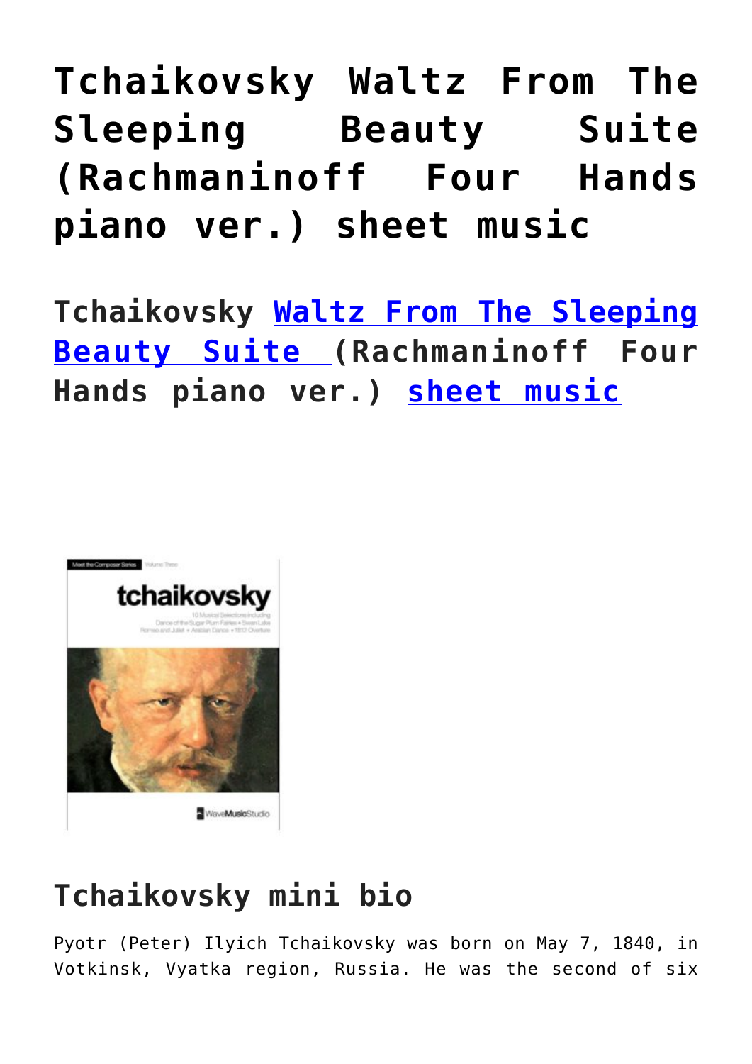# Tchaikovsky Waltz From The Sleeping Beauty Suite (Rachmaninoff Four Hands piano ver.) sheet music

**Tchaikovsky Waltz From The Sleeping Beauty Suite (Rachmaninoff Four Hands piano ver.) sheet music**

## Tchaikovsky mini bio

Pyotr (Peter) Ilyich Tchaikovsky was born on May 7, 1840, in Votkinsk, Vyatka region, Russia. He was the second of six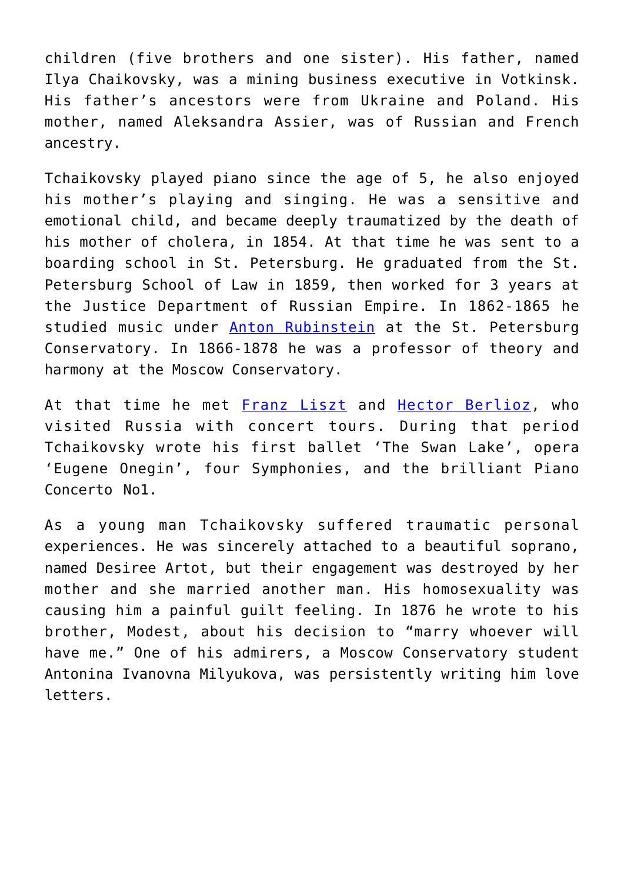children (five brothers and one sister). His father, named Ilya Chaikovsky, was a mining business executive in Votkinsk. His father's ancestors were from Ukraine and Poland. His mother, named Aleksandra Assier, was of Russian and French ancestry.

Tchaikovsky played piano since the age of 5, he also enjoyed his mother's playing and singing. He was a sensitive and emotional child, and became deeply traumatized by the death of his mother of cholera, in 1854. At that time he was sent to a boarding school in St. Petersburg. He graduated from the St. Petersburg School of Law in 1859, then worked for 3 years at the Justice Department of Russian Empire. In 1862-1865 he studied music under Anton Rubinstein at the St. Petersburg Conservatory. In 1866-1878 he was a professor of theory and harmony at the Moscow Conservatory.

At that time he met Franz Liszt and Hector Berlioz, who visited Russia with concert tours. During that period Tchaikovsky wrote his first ballet 'The Swan Lake', opera 'Eugene Onegin', four Symphonies, and the brilliant Piano Concerto No1.

As a young man Tchaikovsky suffered traumatic personal experiences. He was sincerely attached to a beautiful soprano, named Desiree Artot, but their engagement was destroyed by her mother and she married another man. His homosexuality was causing him a painful guilt feeling. In 1876 he wrote to his brother, Modest, about his decision to "marry whoever will have me." One of his admirers, a Moscow Conservatory student Antonina Ivanovna Milyukova, was persistently writing him love letters.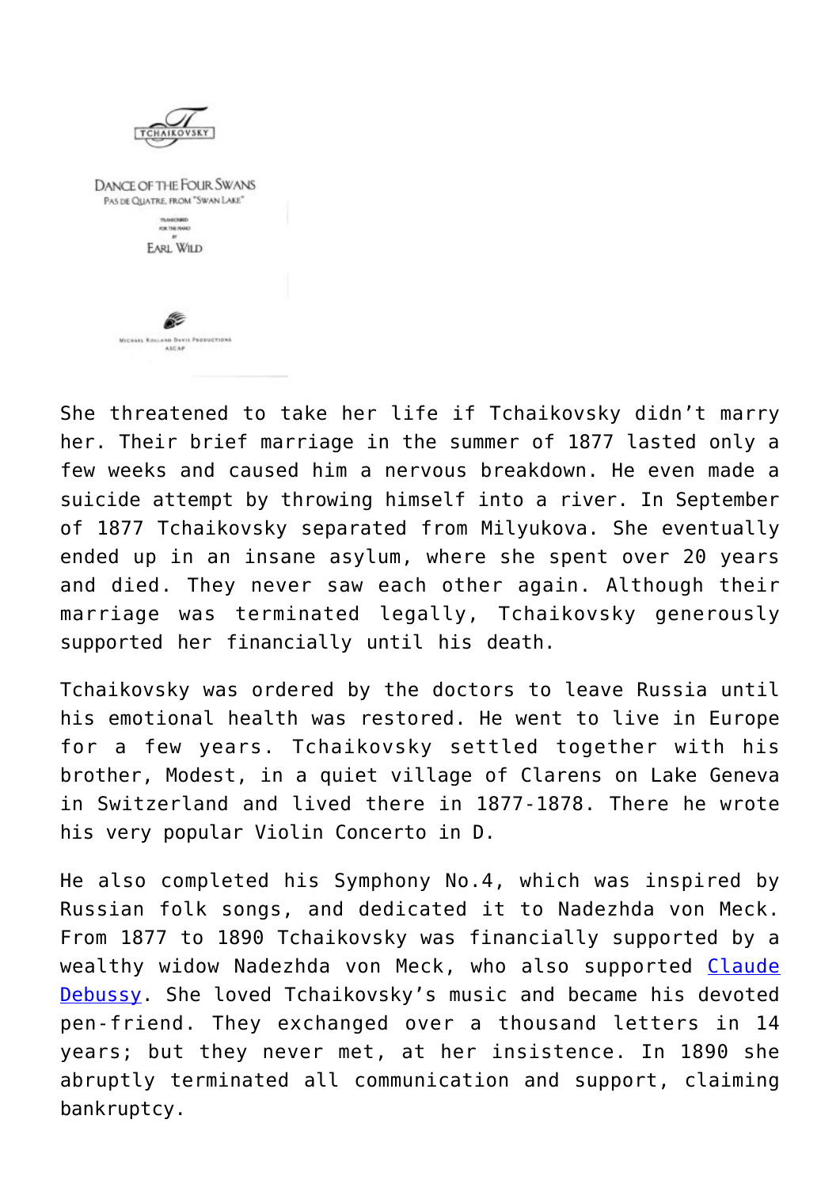She threatened to take her life if Tchaikovsky didn't marry her. Their brief marriage in the summer of 1877 lasted only a few weeks and caused him a nervous breakdown. He even made a suicide attempt by throwing himself into a river. In September of 1877 Tchaikovsky separated from Milyukova. She eventually ended up in an insane asylum, where she spent over 20 years and died. They never saw each other again. Although their marriage was terminated legally, Tchaikovsky generously supported her financially until his death.

Tchaikovsky was ordered by the doctors to leave Russia until his emotional health was restored. He went to live in Europe for a few years. Tchaikovsky settled together with his brother, Modest, in a quiet village of Clarens on Lake Geneva in Switzerland and lived there in 1877-1878. There he wrote his very popular Violin Concerto in D.

He also completed his Symphony No.4, which was inspired by Russian folk songs, and dedicated it to Nadezhda von Meck. From 1877 to 1890 Tchaikovsky was financially supported by a wealthy widow Nadezhda von Meck, who also supported Claude Debussy. She loved Tchaikovsky's music and became his devoted pen-friend. They exchanged over a thousand letters in 14 years; but they never met, at her insistence. In 1890 she abruptly terminated all communication and support, claiming bankruptcy.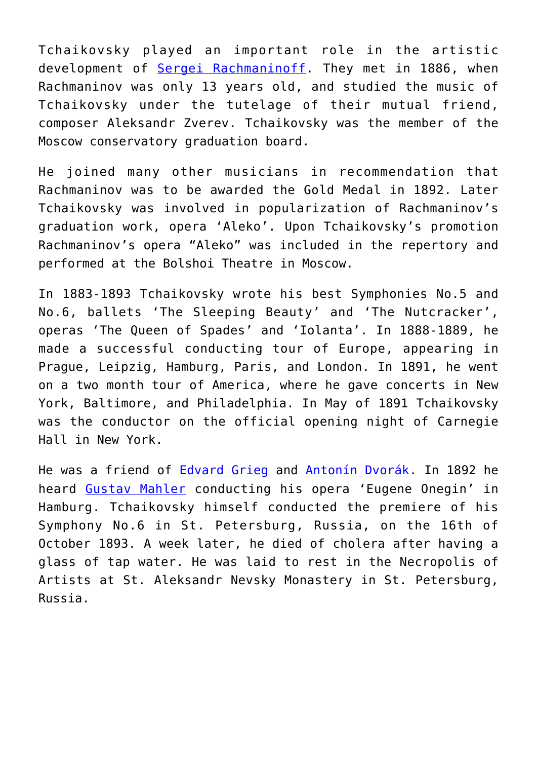Tchaikovsky played an important role in the artistic development of [Sergei Rachmaninoff](). They met in 1886, when Rachmaninov was only 13 years old, and studied the music of Tchaikovsky under the tutelage of their mutual friend, composer Aleksandr Zverev. Tchaikovsky was the member of the Moscow conservatory graduation board.

He joined many other musicians in recommendation that Rachmaninov was to be awarded the Gold Medal in 1892. Later Tchaikovsky was involved in popularization of Rachmaninov's graduation work, opera 'Aleko'. Upon Tchaikovsky's promotion Rachmaninov's opera "Aleko" was included in the repertory and performed at the Bolshoi Theatre in Moscow.

In 1883-1893 Tchaikovsky wrote his best Symphonies No.5 and No.6, ballets 'The Sleeping Beauty' and 'The Nutcracker', operas 'The Queen of Spades' and 'Iolanta'. In 1888-1889, he made a successful conducting tour of Europe, appearing in Prague, Leipzig, Hamburg, Paris, and London. In 1891, he went on a two month tour of America, where he gave concerts in New York, Baltimore, and Philadelphia. In May of 1891 Tchaikovsky was the conductor on the official opening night of Carnegie Hall in New York.

He was a friend of [Edvard Grieg]() and [Antonín Dvorák](). In 1892 he heard [Gustav Mahler]() conducting his opera 'Eugene Onegin' in Hamburg. Tchaikovsky himself conducted the premiere of his Symphony No.6 in St. Petersburg, Russia, on the 16th of October 1893. A week later, he died of cholera after having a glass of tap water. He was laid to rest in the Necropolis of Artists at St. Aleksandr Nevsky Monastery in St. Petersburg, Russia.